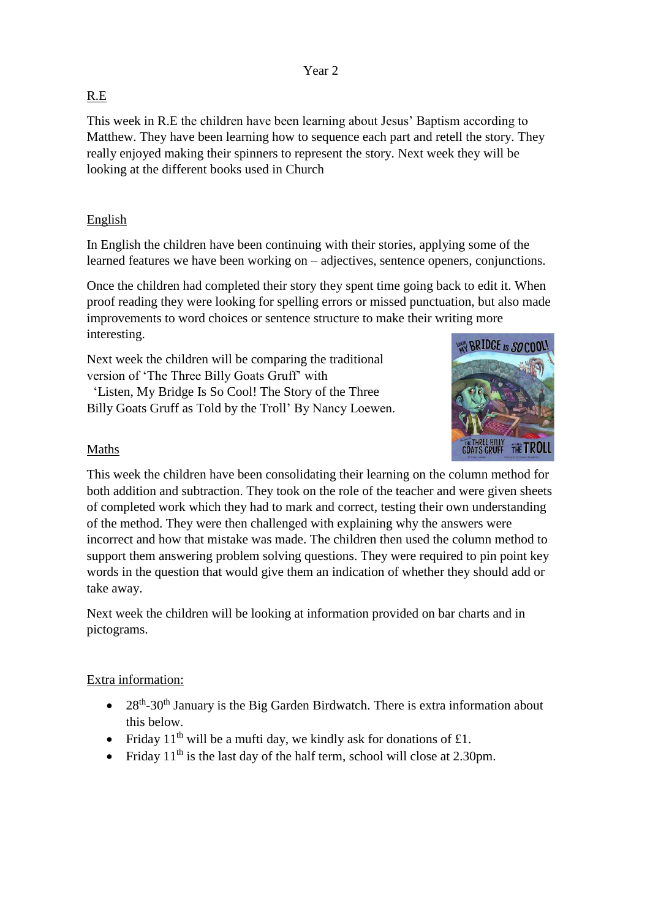Year 2

R.E

This week in R.E the children have been learning about Jesus' Baptism according to Matthew. They have been learning how to sequence each part and retell the story. They really enjoyed making their spinners to represent the story. Next week they will be looking at the different books used in Church

English

In English the children have been continuing with their stories, applying some of the learned features we have been working on – adjectives, sentence openers, conjunctions.

Once the children had completed their story they spent time going back to edit it. When proof reading they were looking for spelling errors or missed punctuation, but also made improvements to word choices or sentence structure to make their writing more interesting.

Next week the children will be comparing the traditional version of 'The Three Billy Goats Gruff' with 'Listen, My Bridge Is So Cool! The Story of the Three Billy Goats Gruff as Told by the Troll' By Nancy Loewen.

Maths

This week the children have been consolidating their learning on the column method for both addition and subtraction. They took on the role of the teacher and were given sheets of completed work which they had to mark and correct, testing their own understanding of the method. They were then challenged with explaining why the answers were incorrect and how that mistake was made. The children then used the column method to support them answering problem solving questions. They were required to pin point key words in the question that would give them an indication of whether they should add or take away.

Next week the children will be looking at information provided on bar charts and in pictograms.

Extra information:

- 28th-30th January is the Big Garden Birdwatch. There is extra information about this below.
- Friday 11th will be a mufti day, we kindly ask for donations of £1.
- Friday 11th is the last day of the half term, school will close at 2.30pm.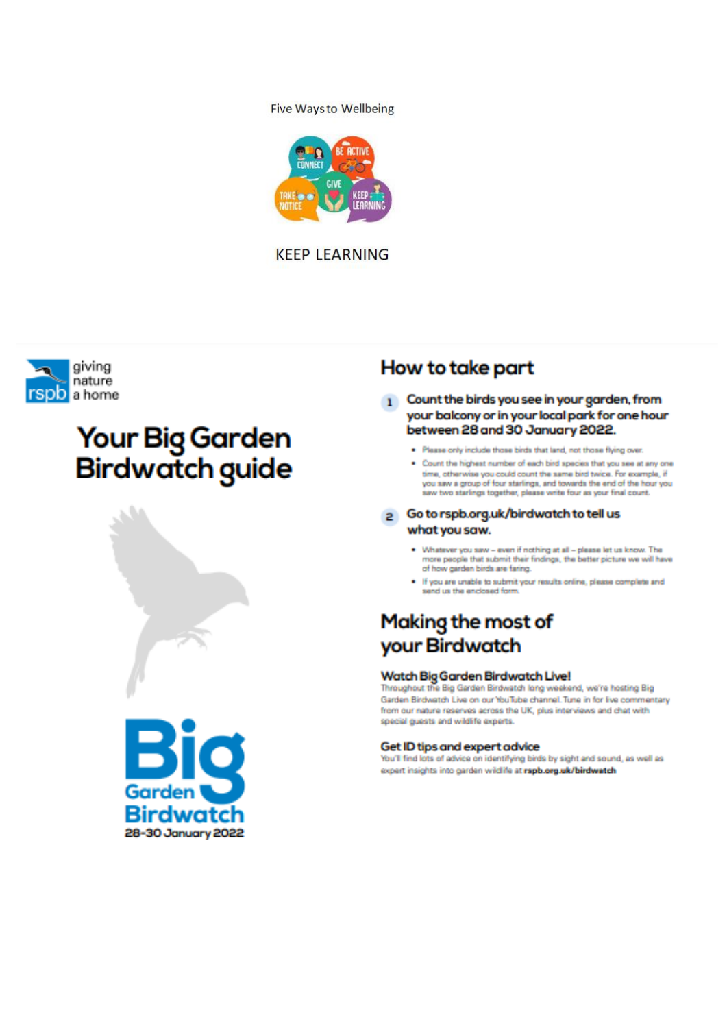Five Ways to Wellbeing

KEEP LEARNING

giving nature a home

# Your Big Garden Birdwatch guide

**Big Garden Birdwatch**
28-30 January 2022

## How to take part

1. **Count the birds you see in your garden, from your balcony or in your local park for one hour between 28 and 30 January 2022.**
   - Please only include those birds that land, not those flying over.
   - Count the highest number of each bird species that you see at any one time, otherwise you could count the same bird twice. For example, if you saw a group of four starlings, and towards the end of the hour you saw two starlings together, please write four as your final count.
2. **Go to rspb.org.uk/birdwatch to tell us what you saw.**
   - Whatever you saw – even if nothing at all – please let us know. The more people that submit their findings, the better picture we will have of how garden birds are faring.
   - If you are unable to submit your results online, please complete and send us the enclosed form.

## Making the most of your Birdwatch

### Watch Big Garden Birdwatch Live!

Throughout the Big Garden Birdwatch long weekend, we're hosting Big Garden Birdwatch Live on our YouTube channel. Tune in for live commentary from our nature reserves across the UK, plus interviews and chat with special guests and wildlife experts.

### Get ID tips and expert advice

You'll find lots of advice on identifying birds by sight and sound, as well as expert insights into garden wildlife at **rspb.org.uk/birdwatch**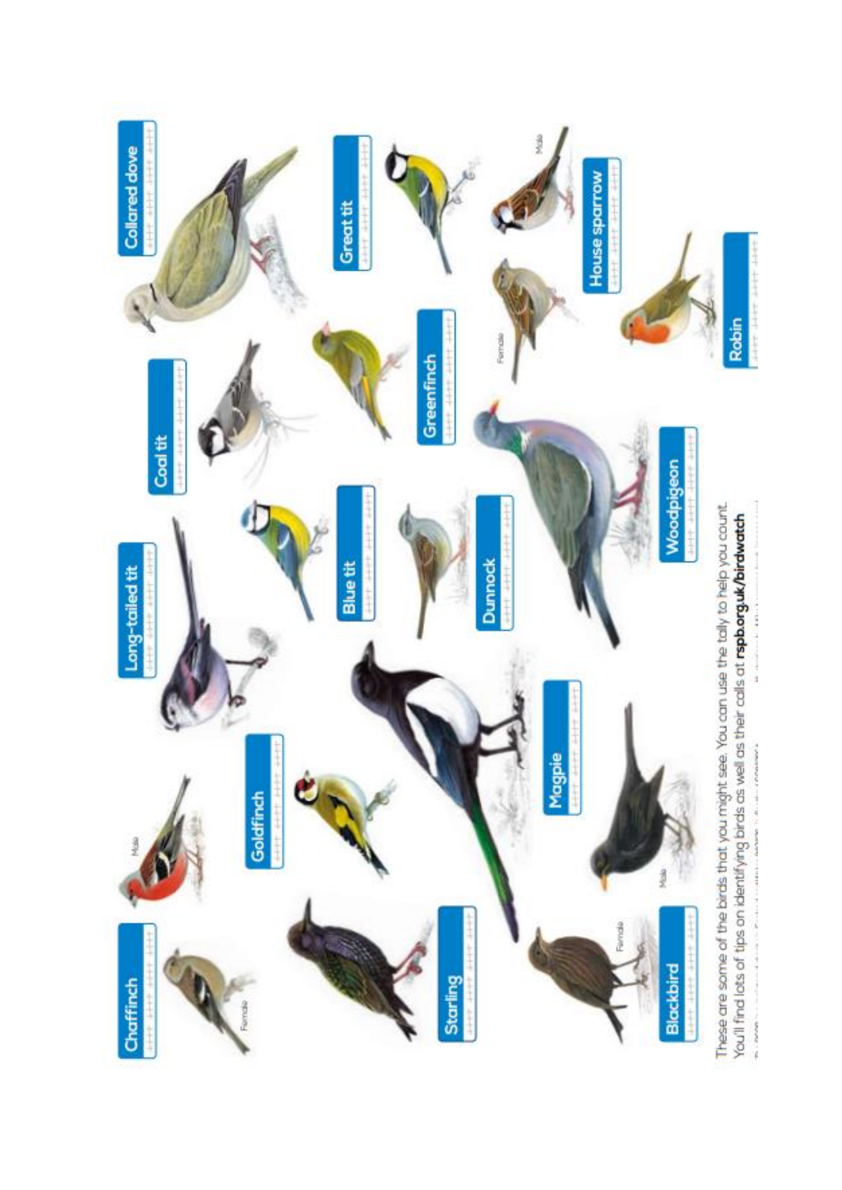Chaffinch

Female

Male

Long-tailed tit

Collared dove

Coal tit

Great tit

Goldfinch

Blue tit

Greenfinch

Starling

Magpie

Dunnock

Female

Male

House sparrow

Woodpigeon

Blackbird

Female

Male

Robin

These are some of the birds that you might see. You can use the tally to help you count. You'll find lots of tips on identifying birds as well as their calls at **rspb.org.uk/birdwatch**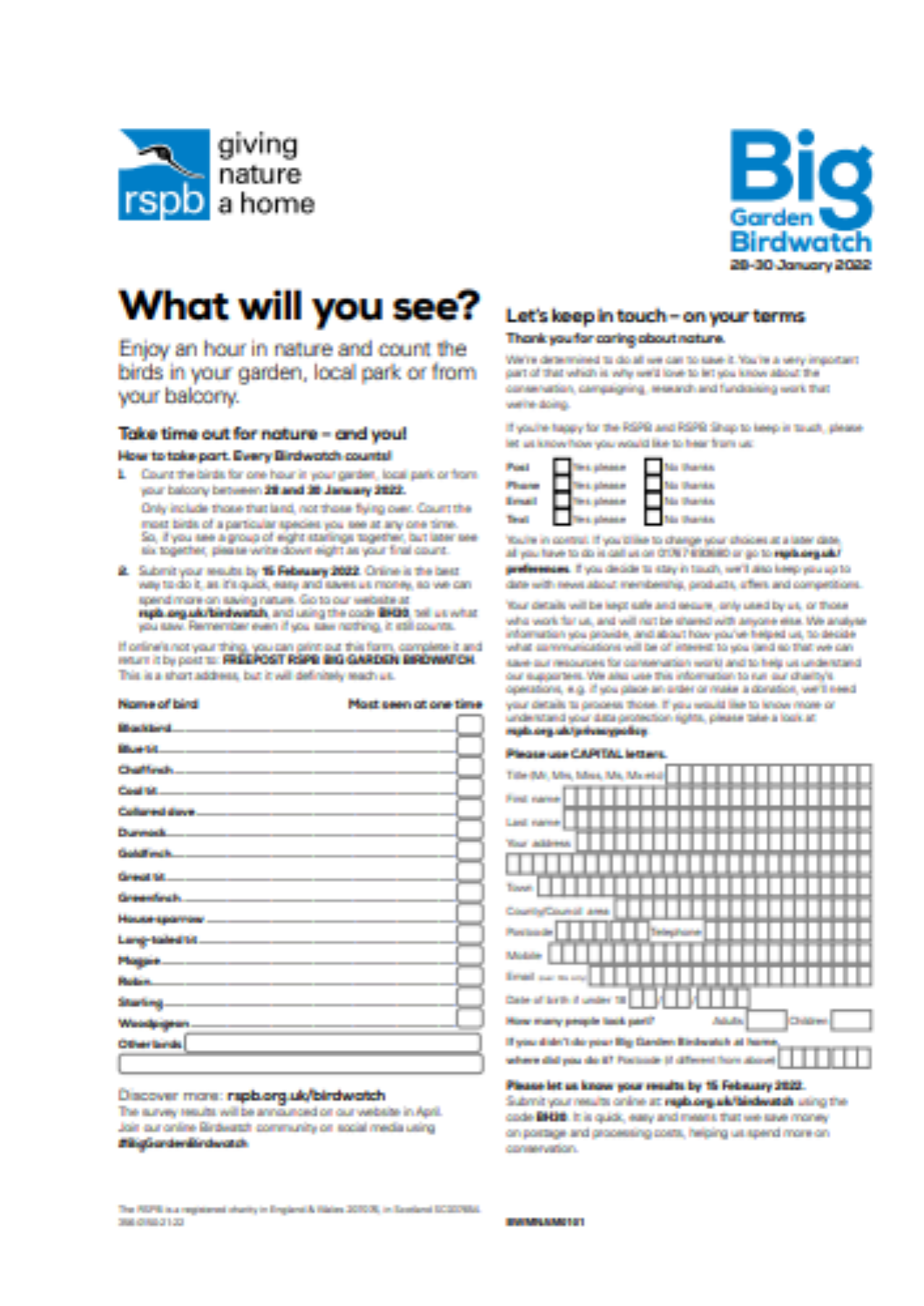giving nature a home

rspb

Big Garden Birdwatch

28-30 January 2022

# What will you see?

Enjoy an hour in nature and count the birds in your garden, local park or from your balcony.

## Take time out for nature – and you!

### How to take part. Every Birdwatch counts!

1. Count the birds for one hour in your garden, local park or from your balcony between **28 and 30 January 2022.**

   Only include those that land, not those flying over. Count the most birds of a particular species you see at any one time. So, if you see a group of eight starlings together, but later see six together, please write down eight as your final count.

2. Submit your results by **15 February 2022**. Online is the best way to do it, as it's quick, easy and saves us money, so we can spend more on saving nature. Go to our website at **rspb.org.uk/birdwatch**, and using the code **BH30**, tell us what you saw. Remember even if you saw nothing, it still counts.

If online's not your thing, you can print out this form, complete it and return it by post to: **FREEPOST RSPB BIG GARDEN BIRDWATCH**. This is a short address, but it will definitely reach us.

| Name of bird | Most seen at one time |
|---|---|
| Blackbird | |
| Blue tit | |
| Chaffinch | |
| Coal tit | |
| Collared dove | |
| Dunnock | |
| Goldfinch | |
| Great tit | |
| Greenfinch | |
| House sparrow | |
| Long-tailed tit | |
| Magpie | |
| Robin | |
| Starling | |
| Woodpigeon | |
| Other birds | |

Discover more: **rspb.org.uk/birdwatch**

The survey results will be announced on our website in April. Join our online Birdwatch community on social media using **#BigGardenBirdwatch**

## Let's keep in touch – on your terms

**Thank you for caring about nature.**

We're determined to do all we can to save it. You're a very important part of that which is why we'd love to let you know about the conservation, campaigning, research and fundraising work that we're doing.

If you're happy for the RSPB and RSPB Shop to keep in touch, please let us know how you would like to hear from us:

| | | |
|---|---|---|
| Post | ☐ Yes please | ☐ No thanks |
| Phone | ☐ Yes please | ☐ No thanks |
| Email | ☐ Yes please | ☐ No thanks |
| Text | ☐ Yes please | ☐ No thanks |

You're in control. If you'd like to change your choices at a later date, all you have to do is call us on 01767 693680 or go to **rspb.org.uk/preferences**. If you decide to stay in touch, we'll also keep you up to date with news about membership, products, offers and competitions.

Your details will be kept safe and secure, only used by us, or those who work for us, and will not be shared with anyone else. We analyse information you provide, and about how you've helped us, to decide what communications will be of interest to you (and so that we can save our resources for conservation work) and to help us understand our supporters. We also use this information to run our charity's operations, e.g. if you place an order or make a donation, we'll need your details to process those. If you would like to know more or understand your data protection rights, please take a look at **rspb.org.uk/privacypolicy**

**Please use CAPITAL letters.**

Title (Mr, Mrs, Miss, Ms, Mx etc)

First name

Last name

Your address

Town

County/Council area

Postcode Telephone

Mobile

Email

Date of birth if under 18

**How many people took part?** Adults Children

**If you didn't do your Big Garden Birdwatch at home, where did you do it?** Postcode (if different from above)

**Please let us know your results by 15 February 2022.**

Submit your results online at **rspb.org.uk/birdwatch** using the code **BH30**. It is quick, easy and means that we save money on postage and processing costs, helping us spend more on conservation.

The RSPB is a registered charity in England & Wales 207076, in Scotland SC037654 
366-0160-21-22

BWMNAM0101